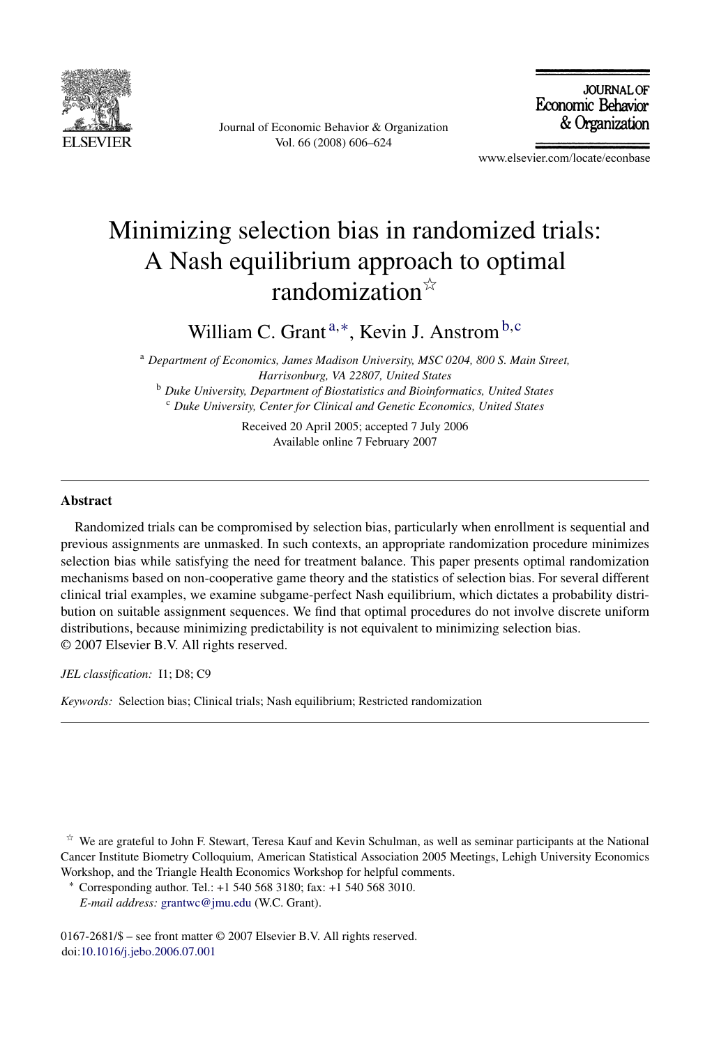# Minimizing selection bias in randomized trials: A Nash equilibrium approach to optimal randomization[☆]

William C. Grant[a,*], Kevin J. Anstrom[b,c]

[a] *Department of Economics, James Madison University, MSC 0204, 800 S. Main Street, Harrisonburg, VA 22807, United States*

[b] *Duke University, Department of Biostatistics and Bioinformatics, United States*

[c] *Duke University, Center for Clinical and Genetic Economics, United States*

Received 20 April 2005; accepted 7 July 2006

Available online 7 February 2007

---

## Abstract

Randomized trials can be compromised by selection bias, particularly when enrollment is sequential and previous assignments are unmasked. In such contexts, an appropriate randomization procedure minimizes selection bias while satisfying the need for treatment balance. This paper presents optimal randomization mechanisms based on non-cooperative game theory and the statistics of selection bias. For several different clinical trial examples, we examine subgame-perfect Nash equilibrium, which dictates a probability distribution on suitable assignment sequences. We find that optimal procedures do not involve discrete uniform distributions, because minimizing predictability is not equivalent to minimizing selection bias.

© 2007 Elsevier B.V. All rights reserved.

*JEL classification:* I1; D8; C9

*Keywords:* Selection bias; Clinical trials; Nash equilibrium; Restricted randomization

---

[☆] We are grateful to John F. Stewart, Teresa Kauf and Kevin Schulman, as well as seminar participants at the National Cancer Institute Biometry Colloquium, American Statistical Association 2005 Meetings, Lehigh University Economics Workshop, and the Triangle Health Economics Workshop for helpful comments.

[*] Corresponding author. Tel.: +1 540 568 3180; fax: +1 540 568 3010.
*E-mail address:* grantwc@jmu.edu (W.C. Grant).

0167-2681/$ – see front matter © 2007 Elsevier B.V. All rights reserved.
doi:10.1016/j.jebo.2006.07.001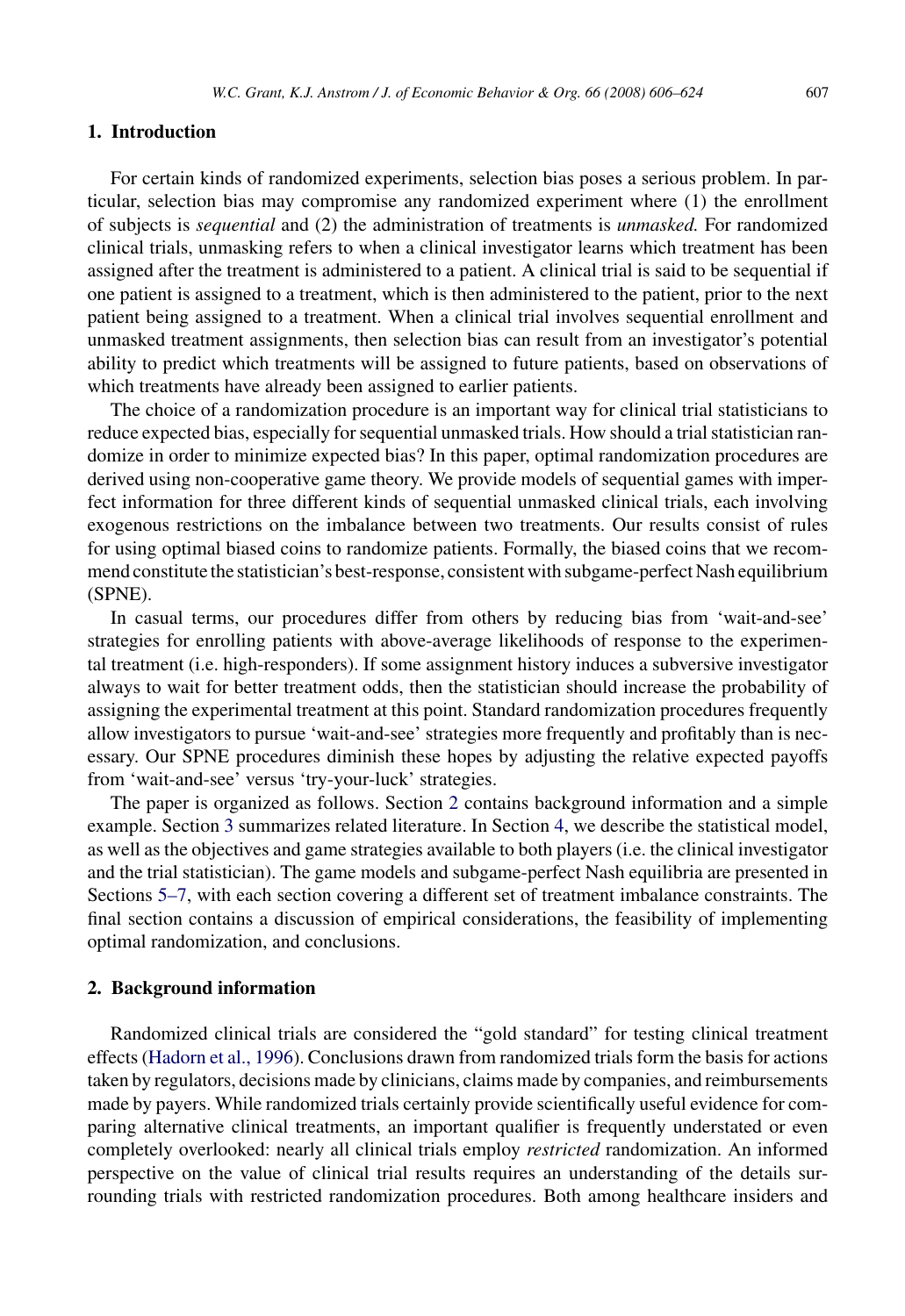## 1. Introduction

For certain kinds of randomized experiments, selection bias poses a serious problem. In particular, selection bias may compromise any randomized experiment where (1) the enrollment of subjects is *sequential* and (2) the administration of treatments is *unmasked.* For randomized clinical trials, unmasking refers to when a clinical investigator learns which treatment has been assigned after the treatment is administered to a patient. A clinical trial is said to be sequential if one patient is assigned to a treatment, which is then administered to the patient, prior to the next patient being assigned to a treatment. When a clinical trial involves sequential enrollment and unmasked treatment assignments, then selection bias can result from an investigator's potential ability to predict which treatments will be assigned to future patients, based on observations of which treatments have already been assigned to earlier patients.

The choice of a randomization procedure is an important way for clinical trial statisticians to reduce expected bias, especially for sequential unmasked trials. How should a trial statistician randomize in order to minimize expected bias? In this paper, optimal randomization procedures are derived using non-cooperative game theory. We provide models of sequential games with imperfect information for three different kinds of sequential unmasked clinical trials, each involving exogenous restrictions on the imbalance between two treatments. Our results consist of rules for using optimal biased coins to randomize patients. Formally, the biased coins that we recommend constitute the statistician's best-response, consistent with subgame-perfect Nash equilibrium (SPNE).

In casual terms, our procedures differ from others by reducing bias from 'wait-and-see' strategies for enrolling patients with above-average likelihoods of response to the experimental treatment (i.e. high-responders). If some assignment history induces a subversive investigator always to wait for better treatment odds, then the statistician should increase the probability of assigning the experimental treatment at this point. Standard randomization procedures frequently allow investigators to pursue 'wait-and-see' strategies more frequently and profitably than is necessary. Our SPNE procedures diminish these hopes by adjusting the relative expected payoffs from 'wait-and-see' versus 'try-your-luck' strategies.

The paper is organized as follows. Section 2 contains background information and a simple example. Section 3 summarizes related literature. In Section 4, we describe the statistical model, as well as the objectives and game strategies available to both players (i.e. the clinical investigator and the trial statistician). The game models and subgame-perfect Nash equilibria are presented in Sections 5–7, with each section covering a different set of treatment imbalance constraints. The final section contains a discussion of empirical considerations, the feasibility of implementing optimal randomization, and conclusions.

## 2. Background information

Randomized clinical trials are considered the "gold standard" for testing clinical treatment effects (Hadorn et al., 1996). Conclusions drawn from randomized trials form the basis for actions taken by regulators, decisions made by clinicians, claims made by companies, and reimbursements made by payers. While randomized trials certainly provide scientifically useful evidence for comparing alternative clinical treatments, an important qualifier is frequently understated or even completely overlooked: nearly all clinical trials employ *restricted* randomization. An informed perspective on the value of clinical trial results requires an understanding of the details surrounding trials with restricted randomization procedures. Both among healthcare insiders and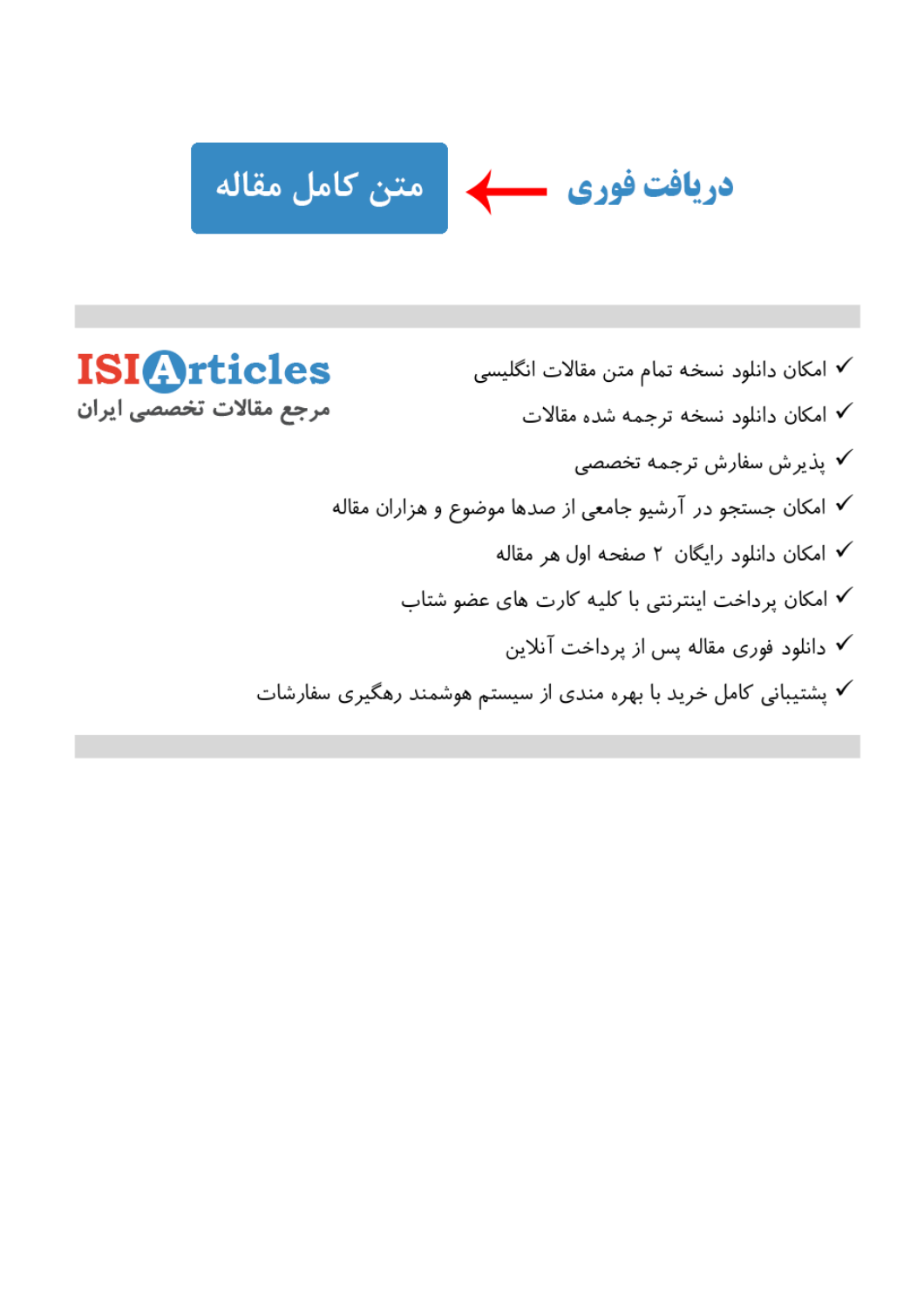دریافت فوری ← **متن کامل مقاله**

**ISIArticles**
مرجع مقالات تخصصی ایران

- ✓ امکان دانلود نسخه تمام متن مقالات انگلیسی
- ✓ امکان دانلود نسخه ترجمه شده مقالات
- ✓ پذیرش سفارش ترجمه تخصصی
- ✓ امکان جستجو در آرشیو جامعی از صدها موضوع و هزاران مقاله
- ✓ امکان دانلود رایگان ۲ صفحه اول هر مقاله
- ✓ امکان پرداخت اینترنتی با کلیه کارت های عضو شتاب
- ✓ دانلود فوری مقاله پس از پرداخت آنلاین
- ✓ پشتیبانی کامل خرید با بهره مندی از سیستم هوشمند رهگیری سفارشات